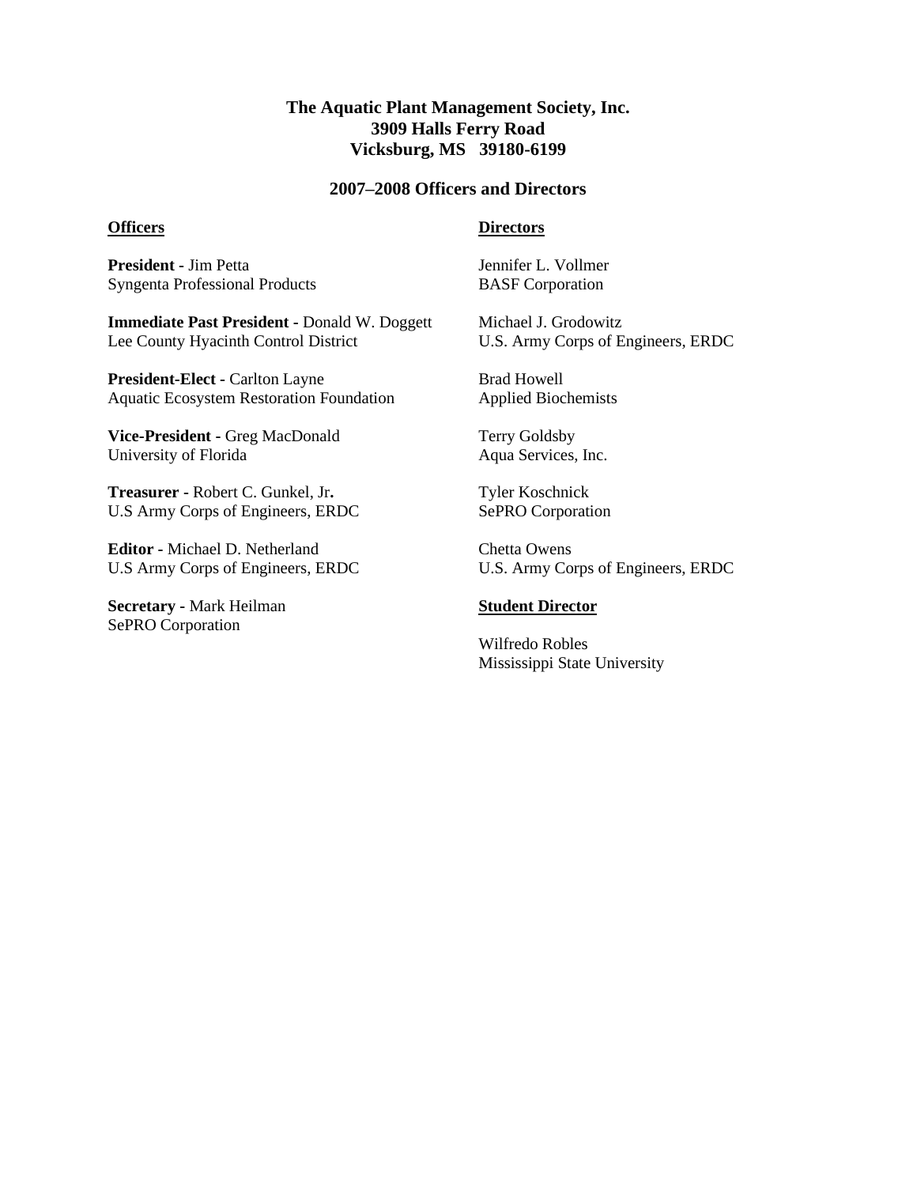**The Aquatic Plant Management Society, Inc.**
**3909 Halls Ferry Road**
**Vicksburg, MS 39180-6199**

## 2007–2008 Officers and Directors

### Officers

**President -** Jim Petta
Syngenta Professional Products

**Immediate Past President -** Donald W. Doggett
Lee County Hyacinth Control District

**President-Elect -** Carlton Layne
Aquatic Ecosystem Restoration Foundation

**Vice-President** - Greg MacDonald
University of Florida

**Treasurer -** Robert C. Gunkel, Jr**.**
U.S Army Corps of Engineers, ERDC

**Editor -** Michael D. Netherland
U.S Army Corps of Engineers, ERDC

**Secretary -** Mark Heilman
SePRO Corporation

### Directors

Jennifer L. Vollmer
BASF Corporation

Michael J. Grodowitz
U.S. Army Corps of Engineers, ERDC

Brad Howell
Applied Biochemists

Terry Goldsby
Aqua Services, Inc.

Tyler Koschnick
SePRO Corporation

Chetta Owens
U.S. Army Corps of Engineers, ERDC

### Student Director

Wilfredo Robles
Mississippi State University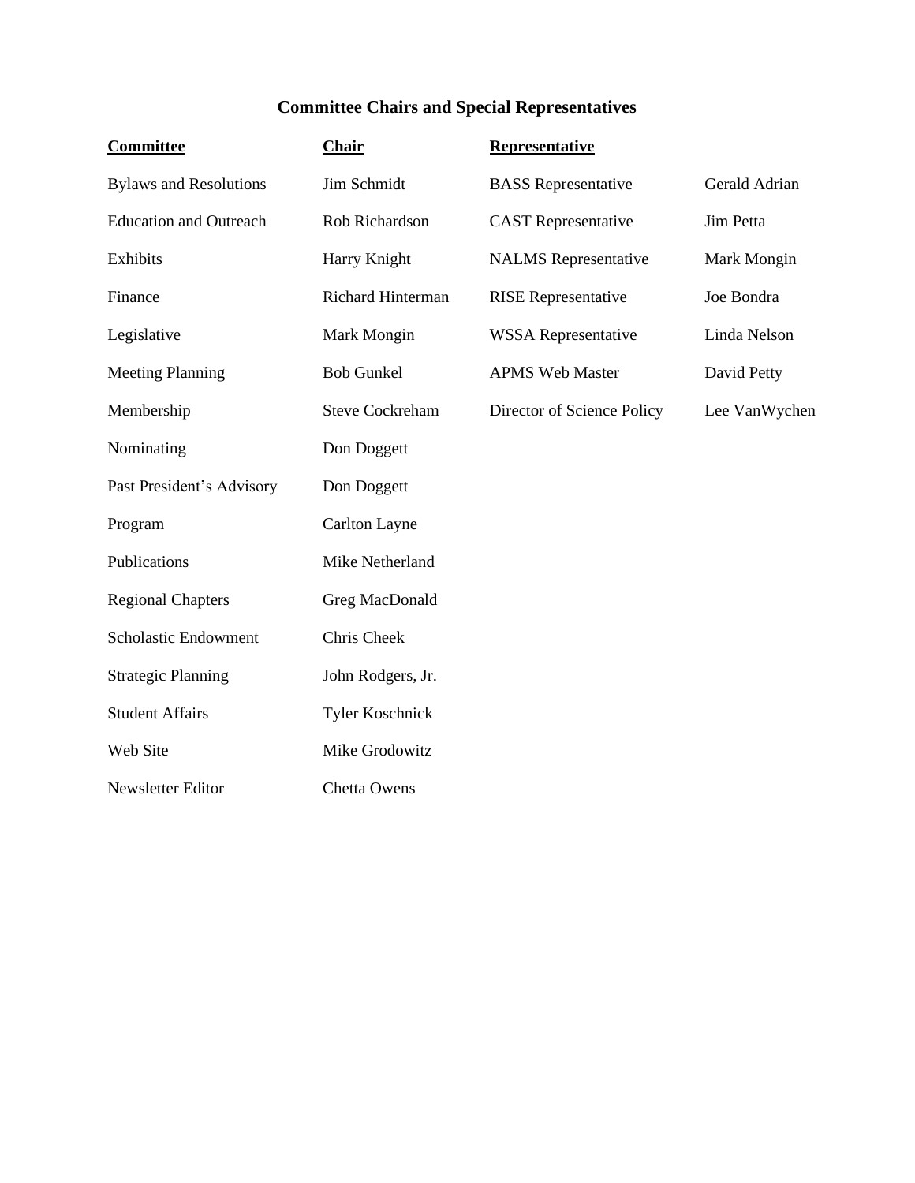## Committee Chairs and Special Representatives

| Committee | Chair | Representative | |
|---|---|---|---|
| Bylaws and Resolutions | Jim Schmidt | BASS Representative | Gerald Adrian |
| Education and Outreach | Rob Richardson | CAST Representative | Jim Petta |
| Exhibits | Harry Knight | NALMS Representative | Mark Mongin |
| Finance | Richard Hinterman | RISE Representative | Joe Bondra |
| Legislative | Mark Mongin | WSSA Representative | Linda Nelson |
| Meeting Planning | Bob Gunkel | APMS Web Master | David Petty |
| Membership | Steve Cockreham | Director of Science Policy | Lee VanWychen |
| Nominating | Don Doggett | | |
| Past President's Advisory | Don Doggett | | |
| Program | Carlton Layne | | |
| Publications | Mike Netherland | | |
| Regional Chapters | Greg MacDonald | | |
| Scholastic Endowment | Chris Cheek | | |
| Strategic Planning | John Rodgers, Jr. | | |
| Student Affairs | Tyler Koschnick | | |
| Web Site | Mike Grodowitz | | |
| Newsletter Editor | Chetta Owens | | |